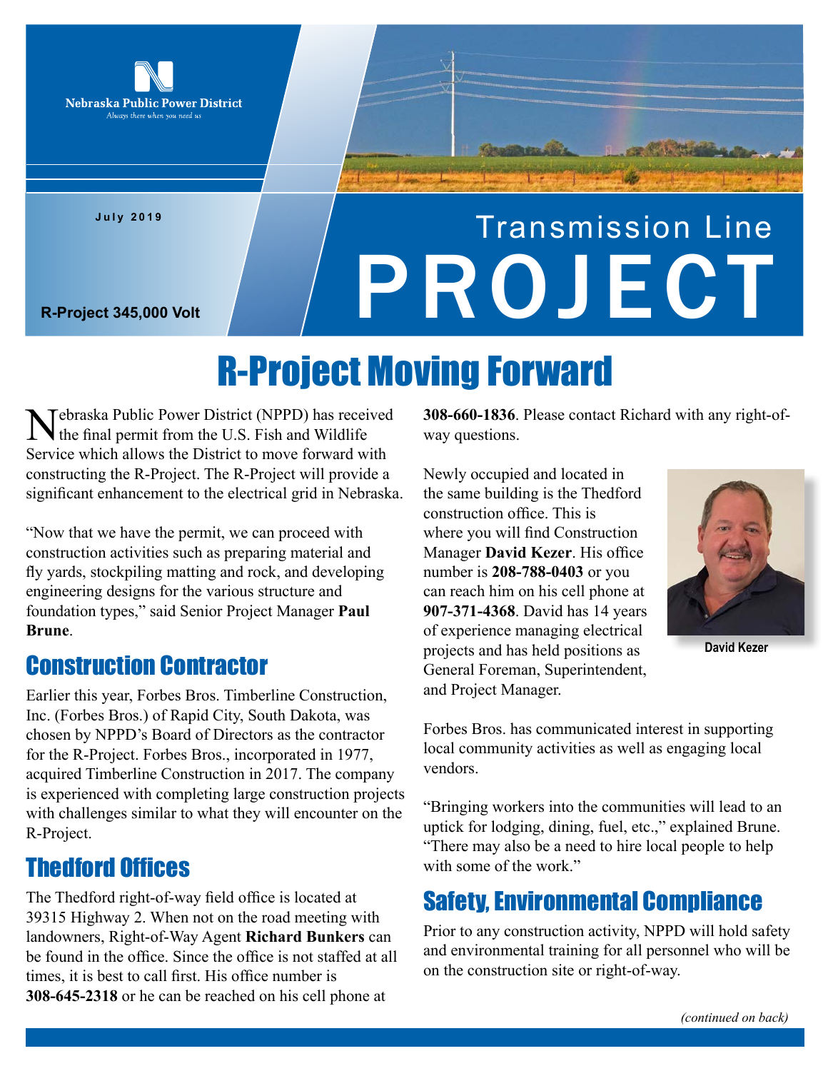Nebraska Public Power District

*Always there when you need us*

July 2019

R-Project 345,000 Volt

# Transmission Line PROJECT

## R-Project Moving Forward

Nebraska Public Power District (NPPD) has received the final permit from the U.S. Fish and Wildlife Service which allows the District to move forward with constructing the R-Project. The R-Project will provide a significant enhancement to the electrical grid in Nebraska.

"Now that we have the permit, we can proceed with construction activities such as preparing material and fly yards, stockpiling matting and rock, and developing engineering designs for the various structure and foundation types," said Senior Project Manager **Paul Brune**.

### Construction Contractor

Earlier this year, Forbes Bros. Timberline Construction, Inc. (Forbes Bros.) of Rapid City, South Dakota, was chosen by NPPD's Board of Directors as the contractor for the R-Project. Forbes Bros., incorporated in 1977, acquired Timberline Construction in 2017. The company is experienced with completing large construction projects with challenges similar to what they will encounter on the R-Project.

### Thedford Offices

The Thedford right-of-way field office is located at 39315 Highway 2. When not on the road meeting with landowners, Right-of-Way Agent **Richard Bunkers** can be found in the office. Since the office is not staffed at all times, it is best to call first. His office number is **308-645-2318** or he can be reached on his cell phone at **308-660-1836**. Please contact Richard with any right-of-way questions.

Newly occupied and located in the same building is the Thedford construction office. This is where you will find Construction Manager **David Kezer**. His office number is **208-788-0403** or you can reach him on his cell phone at **907-371-4368**. David has 14 years of experience managing electrical projects and has held positions as General Foreman, Superintendent, and Project Manager.

**David Kezer**

Forbes Bros. has communicated interest in supporting local community activities as well as engaging local vendors.

"Bringing workers into the communities will lead to an uptick for lodging, dining, fuel, etc.," explained Brune. "There may also be a need to hire local people to help with some of the work."

### Safety, Environmental Compliance

Prior to any construction activity, NPPD will hold safety and environmental training for all personnel who will be on the construction site or right-of-way.

*(continued on back)*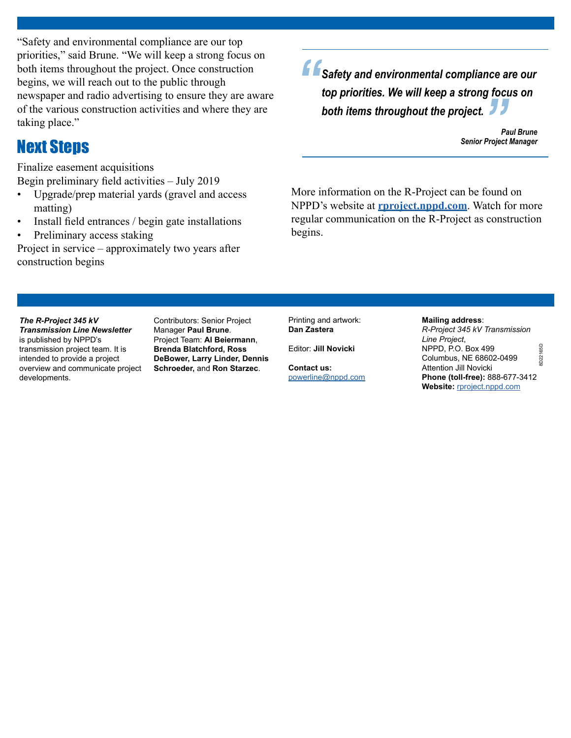"Safety and environmental compliance are our top priorities," said Brune. "We will keep a strong focus on both items throughout the project. Once construction begins, we will reach out to the public through newspaper and radio advertising to ensure they are aware of the various construction activities and where they are taking place."

> ***Safety and environmental compliance are our top priorities. We will keep a strong focus on both items throughout the project.***
>
> ***Paul Brune***
> ***Senior Project Manager***

## Next Steps

Finalize easement acquisitions

Begin preliminary field activities – July 2019

- Upgrade/prep material yards (gravel and access matting)
- Install field entrances / begin gate installations
- Preliminary access staking

Project in service – approximately two years after construction begins

More information on the R-Project can be found on NPPD's website at **rproject.nppd.com**. Watch for more regular communication on the R-Project as construction begins.

***The R-Project 345 kV Transmission Line Newsletter*** is published by NPPD's transmission project team. It is intended to provide a project overview and communicate project developments.

Contributors: Senior Project Manager **Paul Brune**. Project Team: **Al Beiermann**, **Brenda Blatchford, Ross DeBower, Larry Linder, Dennis Schroeder,** and **Ron Starzec**.

Printing and artwork: **Dan Zastera**

Editor: **Jill Novicki**

**Contact us:** powerline@nppd.com

**Mailing address**:
*R-Project 345 kV Transmission Line Project*,
NPPD, P.O. Box 499
Columbus, NE 68602-0499
Attention Jill Novicki
**Phone (toll-free):** 888-677-3412
**Website:** rproject.nppd.com

8D22165D